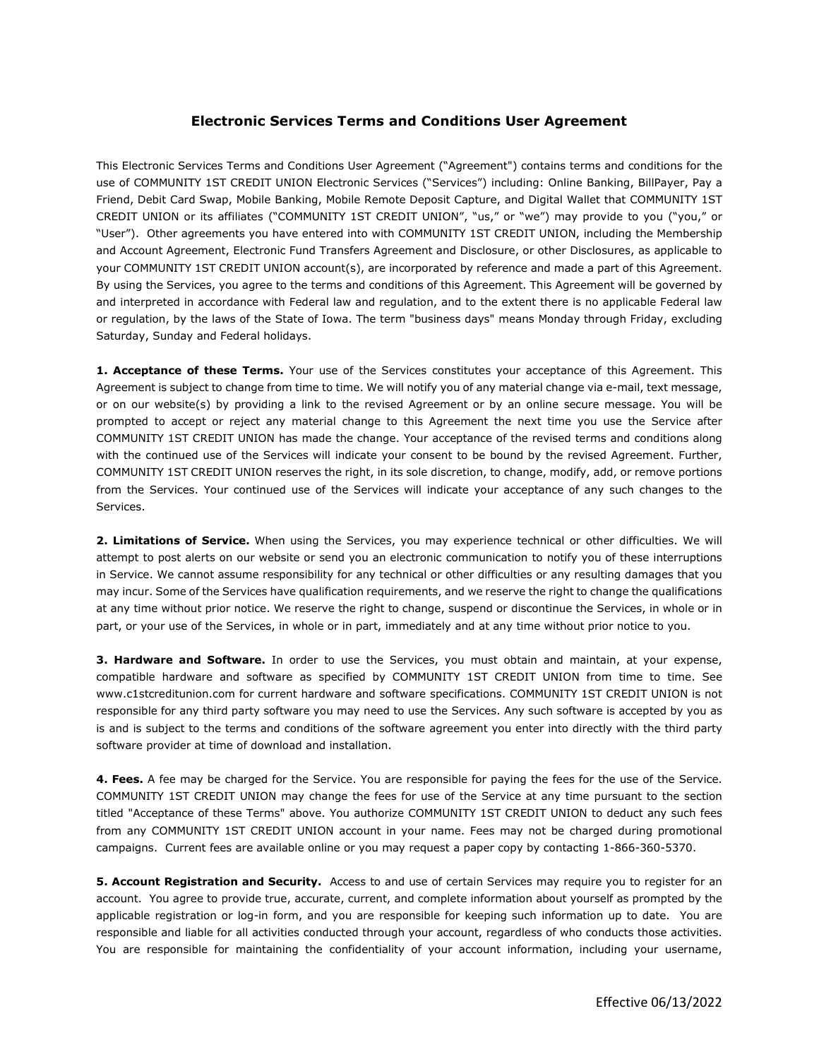# Electronic Services Terms and Conditions User Agreement

This Electronic Services Terms and Conditions User Agreement ("Agreement") contains terms and conditions for the use of COMMUNITY 1ST CREDIT UNION Electronic Services ("Services") including: Online Banking, BillPayer, Pay a Friend, Debit Card Swap, Mobile Banking, Mobile Remote Deposit Capture, and Digital Wallet that COMMUNITY 1ST CREDIT UNION or its affiliates ("COMMUNITY 1ST CREDIT UNION", "us," or "we") may provide to you ("you," or "User"). Other agreements you have entered into with COMMUNITY 1ST CREDIT UNION, including the Membership and Account Agreement, Electronic Fund Transfers Agreement and Disclosure, or other Disclosures, as applicable to your COMMUNITY 1ST CREDIT UNION account(s), are incorporated by reference and made a part of this Agreement. By using the Services, you agree to the terms and conditions of this Agreement. This Agreement will be governed by and interpreted in accordance with Federal law and regulation, and to the extent there is no applicable Federal law or regulation, by the laws of the State of Iowa. The term "business days" means Monday through Friday, excluding Saturday, Sunday and Federal holidays.

**1. Acceptance of these Terms.** Your use of the Services constitutes your acceptance of this Agreement. This Agreement is subject to change from time to time. We will notify you of any material change via e-mail, text message, or on our website(s) by providing a link to the revised Agreement or by an online secure message. You will be prompted to accept or reject any material change to this Agreement the next time you use the Service after COMMUNITY 1ST CREDIT UNION has made the change. Your acceptance of the revised terms and conditions along with the continued use of the Services will indicate your consent to be bound by the revised Agreement. Further, COMMUNITY 1ST CREDIT UNION reserves the right, in its sole discretion, to change, modify, add, or remove portions from the Services. Your continued use of the Services will indicate your acceptance of any such changes to the Services.

**2. Limitations of Service.** When using the Services, you may experience technical or other difficulties. We will attempt to post alerts on our website or send you an electronic communication to notify you of these interruptions in Service. We cannot assume responsibility for any technical or other difficulties or any resulting damages that you may incur. Some of the Services have qualification requirements, and we reserve the right to change the qualifications at any time without prior notice. We reserve the right to change, suspend or discontinue the Services, in whole or in part, or your use of the Services, in whole or in part, immediately and at any time without prior notice to you.

**3. Hardware and Software.** In order to use the Services, you must obtain and maintain, at your expense, compatible hardware and software as specified by COMMUNITY 1ST CREDIT UNION from time to time. See www.c1stcreditunion.com for current hardware and software specifications. COMMUNITY 1ST CREDIT UNION is not responsible for any third party software you may need to use the Services. Any such software is accepted by you as is and is subject to the terms and conditions of the software agreement you enter into directly with the third party software provider at time of download and installation.

**4. Fees.** A fee may be charged for the Service. You are responsible for paying the fees for the use of the Service. COMMUNITY 1ST CREDIT UNION may change the fees for use of the Service at any time pursuant to the section titled "Acceptance of these Terms" above. You authorize COMMUNITY 1ST CREDIT UNION to deduct any such fees from any COMMUNITY 1ST CREDIT UNION account in your name. Fees may not be charged during promotional campaigns. Current fees are available online or you may request a paper copy by contacting 1-866-360-5370.

**5. Account Registration and Security.** Access to and use of certain Services may require you to register for an account. You agree to provide true, accurate, current, and complete information about yourself as prompted by the applicable registration or log-in form, and you are responsible for keeping such information up to date. You are responsible and liable for all activities conducted through your account, regardless of who conducts those activities. You are responsible for maintaining the confidentiality of your account information, including your username,

Effective 06/13/2022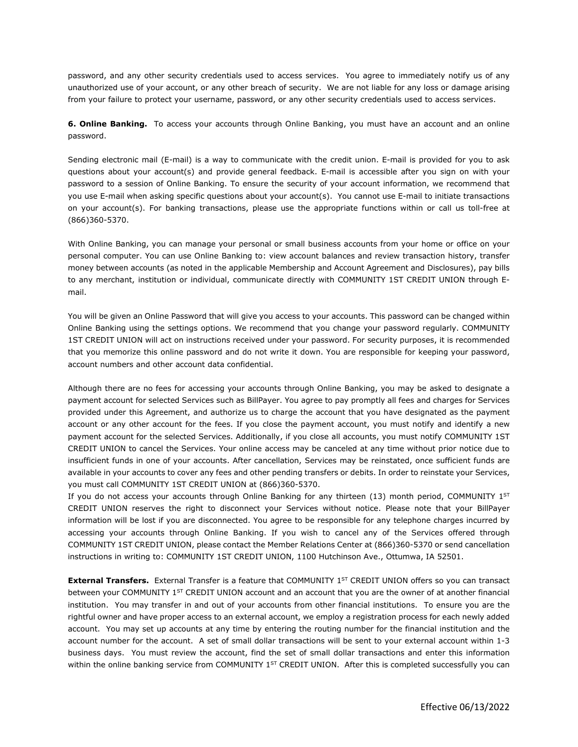password, and any other security credentials used to access services. You agree to immediately notify us of any unauthorized use of your account, or any other breach of security. We are not liable for any loss or damage arising from your failure to protect your username, password, or any other security credentials used to access services.

**6. Online Banking.** To access your accounts through Online Banking, you must have an account and an online password.

Sending electronic mail (E-mail) is a way to communicate with the credit union. E-mail is provided for you to ask questions about your account(s) and provide general feedback. E-mail is accessible after you sign on with your password to a session of Online Banking. To ensure the security of your account information, we recommend that you use E-mail when asking specific questions about your account(s). You cannot use E-mail to initiate transactions on your account(s). For banking transactions, please use the appropriate functions within or call us toll-free at (866)360-5370.

With Online Banking, you can manage your personal or small business accounts from your home or office on your personal computer. You can use Online Banking to: view account balances and review transaction history, transfer money between accounts (as noted in the applicable Membership and Account Agreement and Disclosures), pay bills to any merchant, institution or individual, communicate directly with COMMUNITY 1ST CREDIT UNION through E-mail.

You will be given an Online Password that will give you access to your accounts. This password can be changed within Online Banking using the settings options. We recommend that you change your password regularly. COMMUNITY 1ST CREDIT UNION will act on instructions received under your password. For security purposes, it is recommended that you memorize this online password and do not write it down. You are responsible for keeping your password, account numbers and other account data confidential.

Although there are no fees for accessing your accounts through Online Banking, you may be asked to designate a payment account for selected Services such as BillPayer. You agree to pay promptly all fees and charges for Services provided under this Agreement, and authorize us to charge the account that you have designated as the payment account or any other account for the fees. If you close the payment account, you must notify and identify a new payment account for the selected Services. Additionally, if you close all accounts, you must notify COMMUNITY 1ST CREDIT UNION to cancel the Services. Your online access may be canceled at any time without prior notice due to insufficient funds in one of your accounts. After cancellation, Services may be reinstated, once sufficient funds are available in your accounts to cover any fees and other pending transfers or debits. In order to reinstate your Services, you must call COMMUNITY 1ST CREDIT UNION at (866)360-5370.

If you do not access your accounts through Online Banking for any thirteen (13) month period, COMMUNITY 1ST CREDIT UNION reserves the right to disconnect your Services without notice. Please note that your BillPayer information will be lost if you are disconnected. You agree to be responsible for any telephone charges incurred by accessing your accounts through Online Banking. If you wish to cancel any of the Services offered through COMMUNITY 1ST CREDIT UNION, please contact the Member Relations Center at (866)360-5370 or send cancellation instructions in writing to: COMMUNITY 1ST CREDIT UNION, 1100 Hutchinson Ave., Ottumwa, IA 52501.

**External Transfers.** External Transfer is a feature that COMMUNITY 1ST CREDIT UNION offers so you can transact between your COMMUNITY 1ST CREDIT UNION account and an account that you are the owner of at another financial institution. You may transfer in and out of your accounts from other financial institutions. To ensure you are the rightful owner and have proper access to an external account, we employ a registration process for each newly added account. You may set up accounts at any time by entering the routing number for the financial institution and the account number for the account. A set of small dollar transactions will be sent to your external account within 1-3 business days. You must review the account, find the set of small dollar transactions and enter this information within the online banking service from COMMUNITY 1ST CREDIT UNION. After this is completed successfully you can

Effective 06/13/2022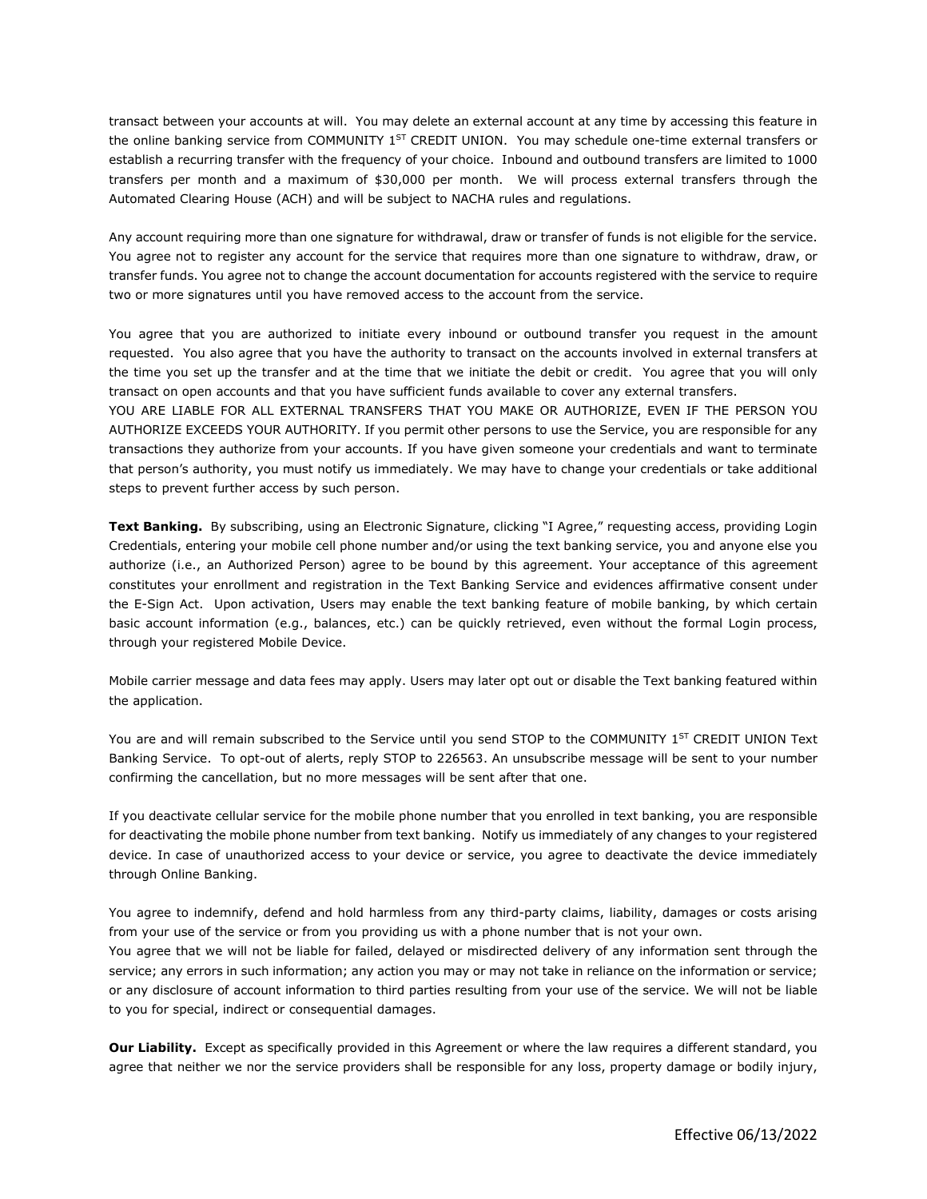transact between your accounts at will. You may delete an external account at any time by accessing this feature in the online banking service from COMMUNITY 1[ST] CREDIT UNION. You may schedule one-time external transfers or establish a recurring transfer with the frequency of your choice. Inbound and outbound transfers are limited to 1000 transfers per month and a maximum of $30,000 per month. We will process external transfers through the Automated Clearing House (ACH) and will be subject to NACHA rules and regulations.

Any account requiring more than one signature for withdrawal, draw or transfer of funds is not eligible for the service. You agree not to register any account for the service that requires more than one signature to withdraw, draw, or transfer funds. You agree not to change the account documentation for accounts registered with the service to require two or more signatures until you have removed access to the account from the service.

You agree that you are authorized to initiate every inbound or outbound transfer you request in the amount requested. You also agree that you have the authority to transact on the accounts involved in external transfers at the time you set up the transfer and at the time that we initiate the debit or credit. You agree that you will only transact on open accounts and that you have sufficient funds available to cover any external transfers.

YOU ARE LIABLE FOR ALL EXTERNAL TRANSFERS THAT YOU MAKE OR AUTHORIZE, EVEN IF THE PERSON YOU AUTHORIZE EXCEEDS YOUR AUTHORITY. If you permit other persons to use the Service, you are responsible for any transactions they authorize from your accounts. If you have given someone your credentials and want to terminate that person's authority, you must notify us immediately. We may have to change your credentials or take additional steps to prevent further access by such person.

**Text Banking.** By subscribing, using an Electronic Signature, clicking "I Agree," requesting access, providing Login Credentials, entering your mobile cell phone number and/or using the text banking service, you and anyone else you authorize (i.e., an Authorized Person) agree to be bound by this agreement. Your acceptance of this agreement constitutes your enrollment and registration in the Text Banking Service and evidences affirmative consent under the E-Sign Act. Upon activation, Users may enable the text banking feature of mobile banking, by which certain basic account information (e.g., balances, etc.) can be quickly retrieved, even without the formal Login process, through your registered Mobile Device.

Mobile carrier message and data fees may apply. Users may later opt out or disable the Text banking featured within the application.

You are and will remain subscribed to the Service until you send STOP to the COMMUNITY 1[ST] CREDIT UNION Text Banking Service. To opt-out of alerts, reply STOP to 226563. An unsubscribe message will be sent to your number confirming the cancellation, but no more messages will be sent after that one.

If you deactivate cellular service for the mobile phone number that you enrolled in text banking, you are responsible for deactivating the mobile phone number from text banking. Notify us immediately of any changes to your registered device. In case of unauthorized access to your device or service, you agree to deactivate the device immediately through Online Banking.

You agree to indemnify, defend and hold harmless from any third-party claims, liability, damages or costs arising from your use of the service or from you providing us with a phone number that is not your own.

You agree that we will not be liable for failed, delayed or misdirected delivery of any information sent through the service; any errors in such information; any action you may or may not take in reliance on the information or service; or any disclosure of account information to third parties resulting from your use of the service. We will not be liable to you for special, indirect or consequential damages.

**Our Liability.** Except as specifically provided in this Agreement or where the law requires a different standard, you agree that neither we nor the service providers shall be responsible for any loss, property damage or bodily injury,

Effective 06/13/2022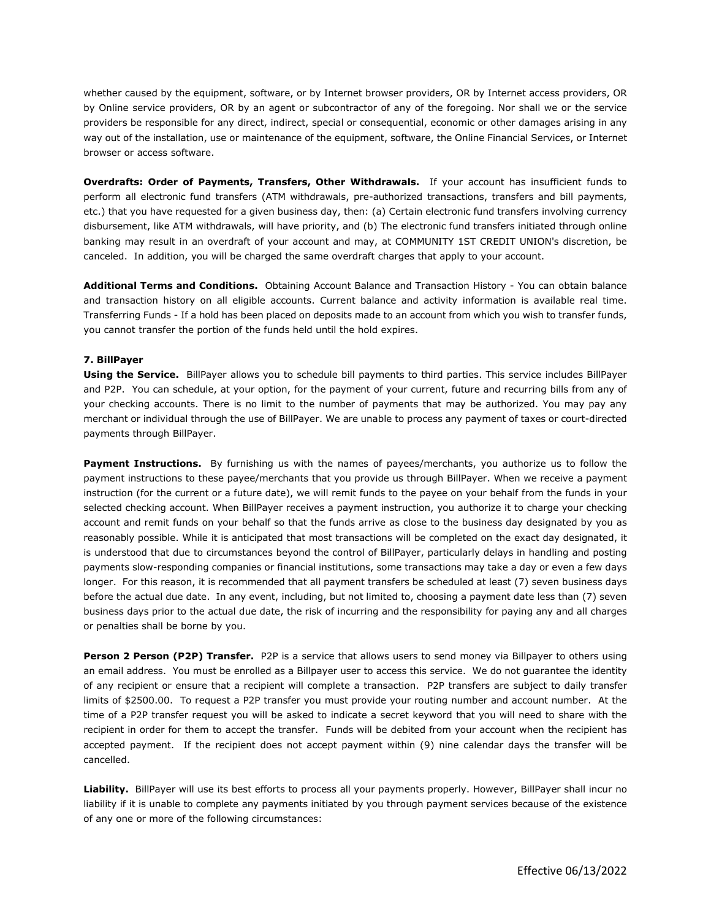whether caused by the equipment, software, or by Internet browser providers, OR by Internet access providers, OR by Online service providers, OR by an agent or subcontractor of any of the foregoing. Nor shall we or the service providers be responsible for any direct, indirect, special or consequential, economic or other damages arising in any way out of the installation, use or maintenance of the equipment, software, the Online Financial Services, or Internet browser or access software.

**Overdrafts: Order of Payments, Transfers, Other Withdrawals.** If your account has insufficient funds to perform all electronic fund transfers (ATM withdrawals, pre-authorized transactions, transfers and bill payments, etc.) that you have requested for a given business day, then: (a) Certain electronic fund transfers involving currency disbursement, like ATM withdrawals, will have priority, and (b) The electronic fund transfers initiated through online banking may result in an overdraft of your account and may, at COMMUNITY 1ST CREDIT UNION's discretion, be canceled. In addition, you will be charged the same overdraft charges that apply to your account.

**Additional Terms and Conditions.** Obtaining Account Balance and Transaction History - You can obtain balance and transaction history on all eligible accounts. Current balance and activity information is available real time. Transferring Funds - If a hold has been placed on deposits made to an account from which you wish to transfer funds, you cannot transfer the portion of the funds held until the hold expires.

**7. BillPayer**

**Using the Service.** BillPayer allows you to schedule bill payments to third parties. This service includes BillPayer and P2P. You can schedule, at your option, for the payment of your current, future and recurring bills from any of your checking accounts. There is no limit to the number of payments that may be authorized. You may pay any merchant or individual through the use of BillPayer. We are unable to process any payment of taxes or court-directed payments through BillPayer.

**Payment Instructions.** By furnishing us with the names of payees/merchants, you authorize us to follow the payment instructions to these payee/merchants that you provide us through BillPayer. When we receive a payment instruction (for the current or a future date), we will remit funds to the payee on your behalf from the funds in your selected checking account. When BillPayer receives a payment instruction, you authorize it to charge your checking account and remit funds on your behalf so that the funds arrive as close to the business day designated by you as reasonably possible. While it is anticipated that most transactions will be completed on the exact day designated, it is understood that due to circumstances beyond the control of BillPayer, particularly delays in handling and posting payments slow-responding companies or financial institutions, some transactions may take a day or even a few days longer. For this reason, it is recommended that all payment transfers be scheduled at least (7) seven business days before the actual due date. In any event, including, but not limited to, choosing a payment date less than (7) seven business days prior to the actual due date, the risk of incurring and the responsibility for paying any and all charges or penalties shall be borne by you.

**Person 2 Person (P2P) Transfer.** P2P is a service that allows users to send money via Billpayer to others using an email address. You must be enrolled as a Billpayer user to access this service. We do not guarantee the identity of any recipient or ensure that a recipient will complete a transaction. P2P transfers are subject to daily transfer limits of $2500.00. To request a P2P transfer you must provide your routing number and account number. At the time of a P2P transfer request you will be asked to indicate a secret keyword that you will need to share with the recipient in order for them to accept the transfer. Funds will be debited from your account when the recipient has accepted payment. If the recipient does not accept payment within (9) nine calendar days the transfer will be cancelled.

**Liability.** BillPayer will use its best efforts to process all your payments properly. However, BillPayer shall incur no liability if it is unable to complete any payments initiated by you through payment services because of the existence of any one or more of the following circumstances: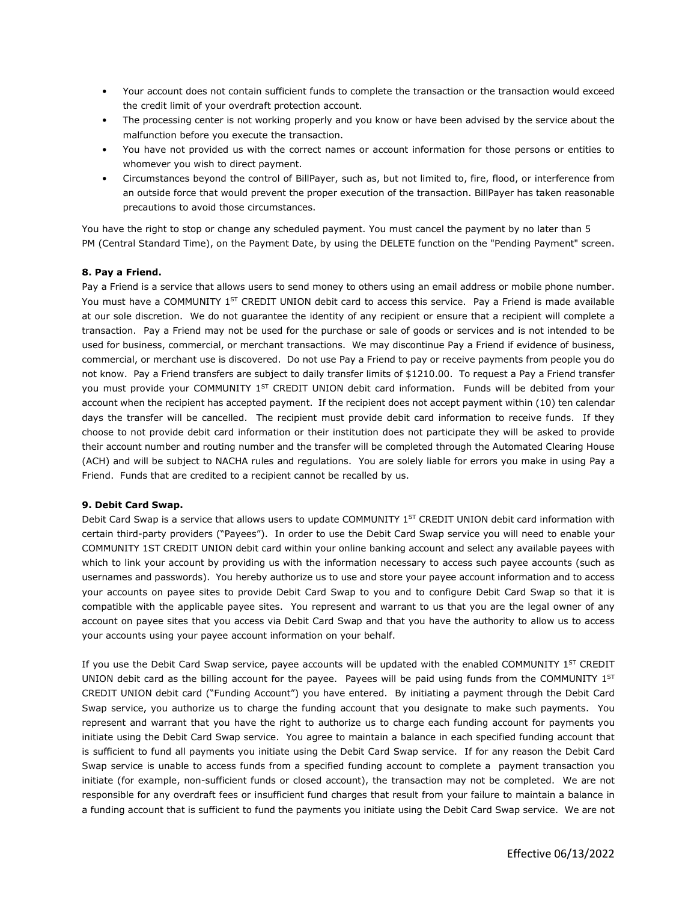- Your account does not contain sufficient funds to complete the transaction or the transaction would exceed the credit limit of your overdraft protection account.
- The processing center is not working properly and you know or have been advised by the service about the malfunction before you execute the transaction.
- You have not provided us with the correct names or account information for those persons or entities to whomever you wish to direct payment.
- Circumstances beyond the control of BillPayer, such as, but not limited to, fire, flood, or interference from an outside force that would prevent the proper execution of the transaction. BillPayer has taken reasonable precautions to avoid those circumstances.

You have the right to stop or change any scheduled payment. You must cancel the payment by no later than 5 PM (Central Standard Time), on the Payment Date, by using the DELETE function on the "Pending Payment" screen.

**8. Pay a Friend.**

Pay a Friend is a service that allows users to send money to others using an email address or mobile phone number. You must have a COMMUNITY 1ST CREDIT UNION debit card to access this service. Pay a Friend is made available at our sole discretion. We do not guarantee the identity of any recipient or ensure that a recipient will complete a transaction. Pay a Friend may not be used for the purchase or sale of goods or services and is not intended to be used for business, commercial, or merchant transactions. We may discontinue Pay a Friend if evidence of business, commercial, or merchant use is discovered. Do not use Pay a Friend to pay or receive payments from people you do not know. Pay a Friend transfers are subject to daily transfer limits of $1210.00. To request a Pay a Friend transfer you must provide your COMMUNITY 1ST CREDIT UNION debit card information. Funds will be debited from your account when the recipient has accepted payment. If the recipient does not accept payment within (10) ten calendar days the transfer will be cancelled. The recipient must provide debit card information to receive funds. If they choose to not provide debit card information or their institution does not participate they will be asked to provide their account number and routing number and the transfer will be completed through the Automated Clearing House (ACH) and will be subject to NACHA rules and regulations. You are solely liable for errors you make in using Pay a Friend. Funds that are credited to a recipient cannot be recalled by us.

**9. Debit Card Swap.**

Debit Card Swap is a service that allows users to update COMMUNITY 1ST CREDIT UNION debit card information with certain third-party providers ("Payees"). In order to use the Debit Card Swap service you will need to enable your COMMUNITY 1ST CREDIT UNION debit card within your online banking account and select any available payees with which to link your account by providing us with the information necessary to access such payee accounts (such as usernames and passwords). You hereby authorize us to use and store your payee account information and to access your accounts on payee sites to provide Debit Card Swap to you and to configure Debit Card Swap so that it is compatible with the applicable payee sites. You represent and warrant to us that you are the legal owner of any account on payee sites that you access via Debit Card Swap and that you have the authority to allow us to access your accounts using your payee account information on your behalf.

If you use the Debit Card Swap service, payee accounts will be updated with the enabled COMMUNITY 1ST CREDIT UNION debit card as the billing account for the payee. Payees will be paid using funds from the COMMUNITY 1ST CREDIT UNION debit card ("Funding Account") you have entered. By initiating a payment through the Debit Card Swap service, you authorize us to charge the funding account that you designate to make such payments. You represent and warrant that you have the right to authorize us to charge each funding account for payments you initiate using the Debit Card Swap service. You agree to maintain a balance in each specified funding account that is sufficient to fund all payments you initiate using the Debit Card Swap service. If for any reason the Debit Card Swap service is unable to access funds from a specified funding account to complete a payment transaction you initiate (for example, non-sufficient funds or closed account), the transaction may not be completed. We are not responsible for any overdraft fees or insufficient fund charges that result from your failure to maintain a balance in a funding account that is sufficient to fund the payments you initiate using the Debit Card Swap service. We are not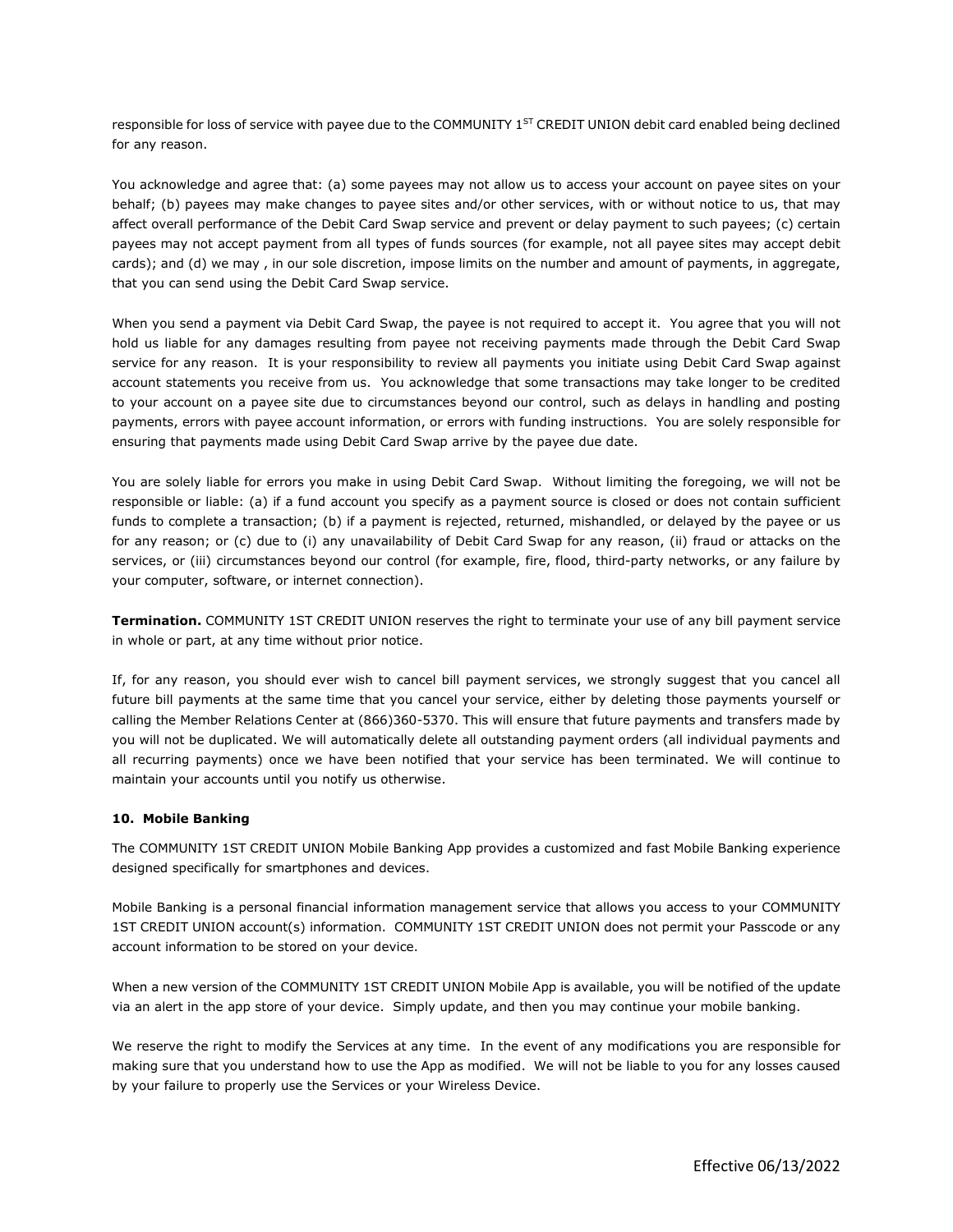responsible for loss of service with payee due to the COMMUNITY 1[ST] CREDIT UNION debit card enabled being declined for any reason.

You acknowledge and agree that: (a) some payees may not allow us to access your account on payee sites on your behalf; (b) payees may make changes to payee sites and/or other services, with or without notice to us, that may affect overall performance of the Debit Card Swap service and prevent or delay payment to such payees; (c) certain payees may not accept payment from all types of funds sources (for example, not all payee sites may accept debit cards); and (d) we may , in our sole discretion, impose limits on the number and amount of payments, in aggregate, that you can send using the Debit Card Swap service.

When you send a payment via Debit Card Swap, the payee is not required to accept it. You agree that you will not hold us liable for any damages resulting from payee not receiving payments made through the Debit Card Swap service for any reason. It is your responsibility to review all payments you initiate using Debit Card Swap against account statements you receive from us. You acknowledge that some transactions may take longer to be credited to your account on a payee site due to circumstances beyond our control, such as delays in handling and posting payments, errors with payee account information, or errors with funding instructions. You are solely responsible for ensuring that payments made using Debit Card Swap arrive by the payee due date.

You are solely liable for errors you make in using Debit Card Swap. Without limiting the foregoing, we will not be responsible or liable: (a) if a fund account you specify as a payment source is closed or does not contain sufficient funds to complete a transaction; (b) if a payment is rejected, returned, mishandled, or delayed by the payee or us for any reason; or (c) due to (i) any unavailability of Debit Card Swap for any reason, (ii) fraud or attacks on the services, or (iii) circumstances beyond our control (for example, fire, flood, third-party networks, or any failure by your computer, software, or internet connection).

**Termination.** COMMUNITY 1ST CREDIT UNION reserves the right to terminate your use of any bill payment service in whole or part, at any time without prior notice.

If, for any reason, you should ever wish to cancel bill payment services, we strongly suggest that you cancel all future bill payments at the same time that you cancel your service, either by deleting those payments yourself or calling the Member Relations Center at (866)360-5370. This will ensure that future payments and transfers made by you will not be duplicated. We will automatically delete all outstanding payment orders (all individual payments and all recurring payments) once we have been notified that your service has been terminated. We will continue to maintain your accounts until you notify us otherwise.

### 10. Mobile Banking

The COMMUNITY 1ST CREDIT UNION Mobile Banking App provides a customized and fast Mobile Banking experience designed specifically for smartphones and devices.

Mobile Banking is a personal financial information management service that allows you access to your COMMUNITY 1ST CREDIT UNION account(s) information. COMMUNITY 1ST CREDIT UNION does not permit your Passcode or any account information to be stored on your device.

When a new version of the COMMUNITY 1ST CREDIT UNION Mobile App is available, you will be notified of the update via an alert in the app store of your device. Simply update, and then you may continue your mobile banking.

We reserve the right to modify the Services at any time. In the event of any modifications you are responsible for making sure that you understand how to use the App as modified. We will not be liable to you for any losses caused by your failure to properly use the Services or your Wireless Device.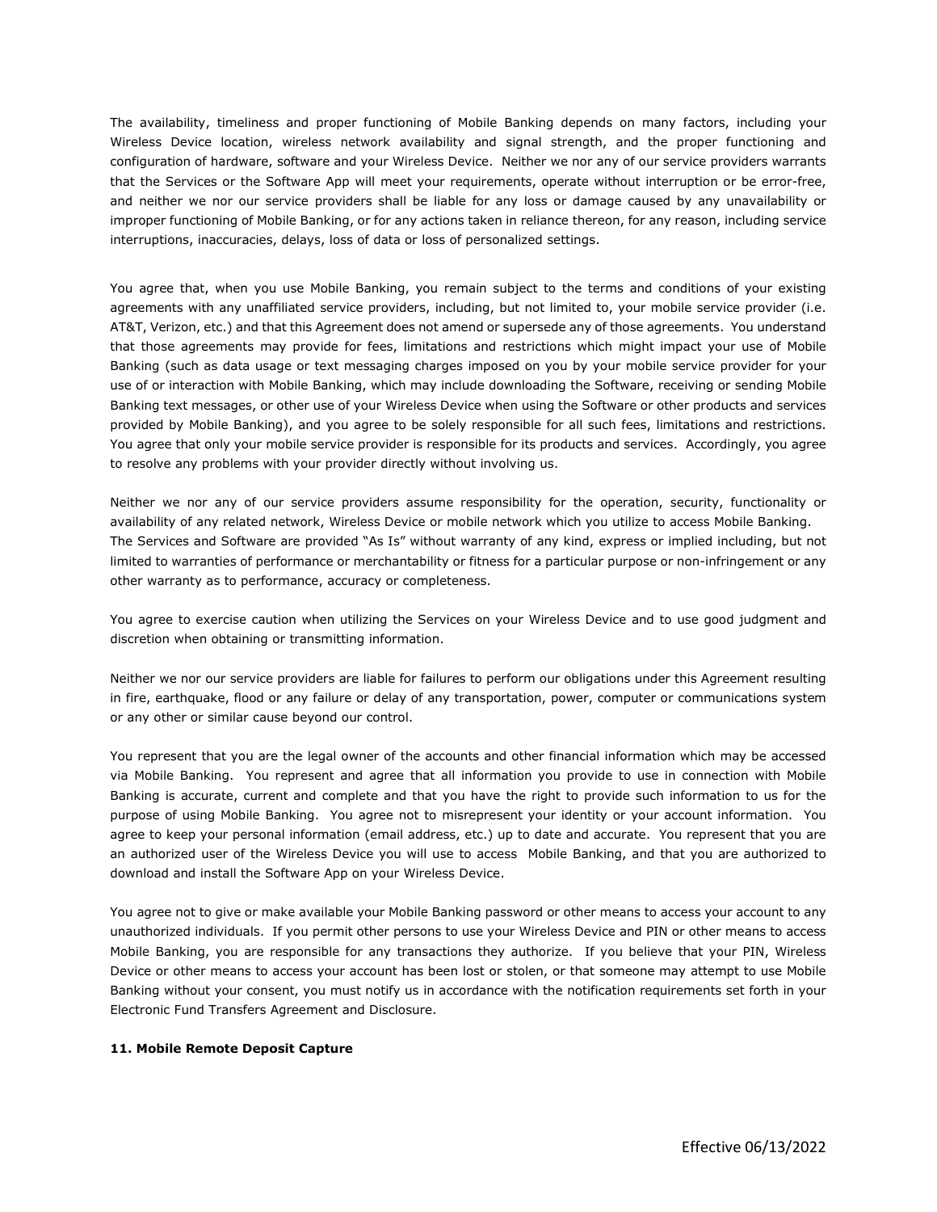The availability, timeliness and proper functioning of Mobile Banking depends on many factors, including your Wireless Device location, wireless network availability and signal strength, and the proper functioning and configuration of hardware, software and your Wireless Device. Neither we nor any of our service providers warrants that the Services or the Software App will meet your requirements, operate without interruption or be error-free, and neither we nor our service providers shall be liable for any loss or damage caused by any unavailability or improper functioning of Mobile Banking, or for any actions taken in reliance thereon, for any reason, including service interruptions, inaccuracies, delays, loss of data or loss of personalized settings.

You agree that, when you use Mobile Banking, you remain subject to the terms and conditions of your existing agreements with any unaffiliated service providers, including, but not limited to, your mobile service provider (i.e. AT&T, Verizon, etc.) and that this Agreement does not amend or supersede any of those agreements. You understand that those agreements may provide for fees, limitations and restrictions which might impact your use of Mobile Banking (such as data usage or text messaging charges imposed on you by your mobile service provider for your use of or interaction with Mobile Banking, which may include downloading the Software, receiving or sending Mobile Banking text messages, or other use of your Wireless Device when using the Software or other products and services provided by Mobile Banking), and you agree to be solely responsible for all such fees, limitations and restrictions. You agree that only your mobile service provider is responsible for its products and services. Accordingly, you agree to resolve any problems with your provider directly without involving us.

Neither we nor any of our service providers assume responsibility for the operation, security, functionality or availability of any related network, Wireless Device or mobile network which you utilize to access Mobile Banking. The Services and Software are provided "As Is" without warranty of any kind, express or implied including, but not limited to warranties of performance or merchantability or fitness for a particular purpose or non-infringement or any other warranty as to performance, accuracy or completeness.

You agree to exercise caution when utilizing the Services on your Wireless Device and to use good judgment and discretion when obtaining or transmitting information.

Neither we nor our service providers are liable for failures to perform our obligations under this Agreement resulting in fire, earthquake, flood or any failure or delay of any transportation, power, computer or communications system or any other or similar cause beyond our control.

You represent that you are the legal owner of the accounts and other financial information which may be accessed via Mobile Banking. You represent and agree that all information you provide to use in connection with Mobile Banking is accurate, current and complete and that you have the right to provide such information to us for the purpose of using Mobile Banking. You agree not to misrepresent your identity or your account information. You agree to keep your personal information (email address, etc.) up to date and accurate. You represent that you are an authorized user of the Wireless Device you will use to access Mobile Banking, and that you are authorized to download and install the Software App on your Wireless Device.

You agree not to give or make available your Mobile Banking password or other means to access your account to any unauthorized individuals. If you permit other persons to use your Wireless Device and PIN or other means to access Mobile Banking, you are responsible for any transactions they authorize. If you believe that your PIN, Wireless Device or other means to access your account has been lost or stolen, or that someone may attempt to use Mobile Banking without your consent, you must notify us in accordance with the notification requirements set forth in your Electronic Fund Transfers Agreement and Disclosure.

**11. Mobile Remote Deposit Capture**

Effective 06/13/2022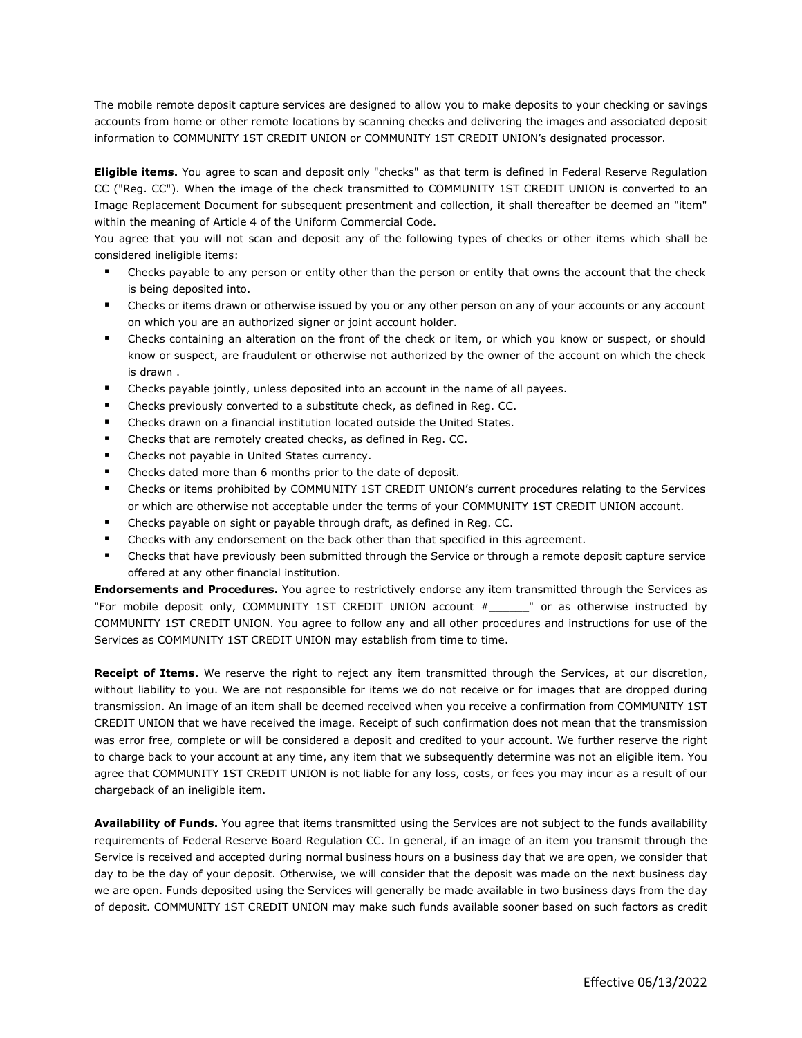The mobile remote deposit capture services are designed to allow you to make deposits to your checking or savings accounts from home or other remote locations by scanning checks and delivering the images and associated deposit information to COMMUNITY 1ST CREDIT UNION or COMMUNITY 1ST CREDIT UNION's designated processor.

**Eligible items.** You agree to scan and deposit only "checks" as that term is defined in Federal Reserve Regulation CC ("Reg. CC"). When the image of the check transmitted to COMMUNITY 1ST CREDIT UNION is converted to an Image Replacement Document for subsequent presentment and collection, it shall thereafter be deemed an "item" within the meaning of Article 4 of the Uniform Commercial Code.

You agree that you will not scan and deposit any of the following types of checks or other items which shall be considered ineligible items:

- Checks payable to any person or entity other than the person or entity that owns the account that the check is being deposited into.
- Checks or items drawn or otherwise issued by you or any other person on any of your accounts or any account on which you are an authorized signer or joint account holder.
- Checks containing an alteration on the front of the check or item, or which you know or suspect, or should know or suspect, are fraudulent or otherwise not authorized by the owner of the account on which the check is drawn .
- Checks payable jointly, unless deposited into an account in the name of all payees.
- Checks previously converted to a substitute check, as defined in Reg. CC.
- Checks drawn on a financial institution located outside the United States.
- Checks that are remotely created checks, as defined in Reg. CC.
- Checks not payable in United States currency.
- Checks dated more than 6 months prior to the date of deposit.
- Checks or items prohibited by COMMUNITY 1ST CREDIT UNION's current procedures relating to the Services or which are otherwise not acceptable under the terms of your COMMUNITY 1ST CREDIT UNION account.
- Checks payable on sight or payable through draft, as defined in Reg. CC.
- Checks with any endorsement on the back other than that specified in this agreement.
- Checks that have previously been submitted through the Service or through a remote deposit capture service offered at any other financial institution.

**Endorsements and Procedures.** You agree to restrictively endorse any item transmitted through the Services as "For mobile deposit only, COMMUNITY 1ST CREDIT UNION account #______" or as otherwise instructed by COMMUNITY 1ST CREDIT UNION. You agree to follow any and all other procedures and instructions for use of the Services as COMMUNITY 1ST CREDIT UNION may establish from time to time.

**Receipt of Items.** We reserve the right to reject any item transmitted through the Services, at our discretion, without liability to you. We are not responsible for items we do not receive or for images that are dropped during transmission. An image of an item shall be deemed received when you receive a confirmation from COMMUNITY 1ST CREDIT UNION that we have received the image. Receipt of such confirmation does not mean that the transmission was error free, complete or will be considered a deposit and credited to your account. We further reserve the right to charge back to your account at any time, any item that we subsequently determine was not an eligible item. You agree that COMMUNITY 1ST CREDIT UNION is not liable for any loss, costs, or fees you may incur as a result of our chargeback of an ineligible item.

**Availability of Funds.** You agree that items transmitted using the Services are not subject to the funds availability requirements of Federal Reserve Board Regulation CC. In general, if an image of an item you transmit through the Service is received and accepted during normal business hours on a business day that we are open, we consider that day to be the day of your deposit. Otherwise, we will consider that the deposit was made on the next business day we are open. Funds deposited using the Services will generally be made available in two business days from the day of deposit. COMMUNITY 1ST CREDIT UNION may make such funds available sooner based on such factors as credit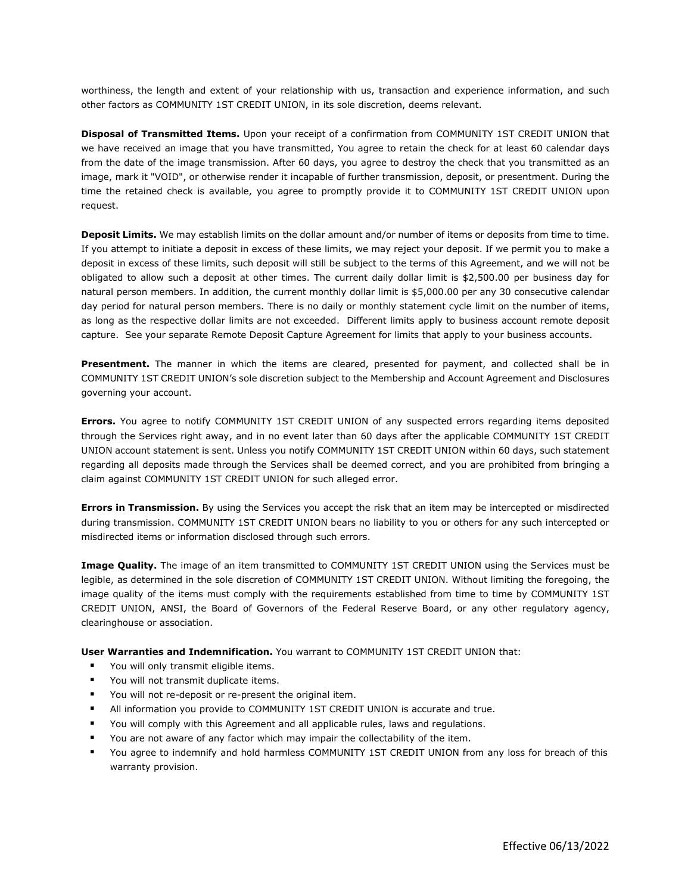worthiness, the length and extent of your relationship with us, transaction and experience information, and such other factors as COMMUNITY 1ST CREDIT UNION, in its sole discretion, deems relevant.

**Disposal of Transmitted Items.** Upon your receipt of a confirmation from COMMUNITY 1ST CREDIT UNION that we have received an image that you have transmitted, You agree to retain the check for at least 60 calendar days from the date of the image transmission. After 60 days, you agree to destroy the check that you transmitted as an image, mark it "VOID", or otherwise render it incapable of further transmission, deposit, or presentment. During the time the retained check is available, you agree to promptly provide it to COMMUNITY 1ST CREDIT UNION upon request.

**Deposit Limits.** We may establish limits on the dollar amount and/or number of items or deposits from time to time. If you attempt to initiate a deposit in excess of these limits, we may reject your deposit. If we permit you to make a deposit in excess of these limits, such deposit will still be subject to the terms of this Agreement, and we will not be obligated to allow such a deposit at other times. The current daily dollar limit is $2,500.00 per business day for natural person members. In addition, the current monthly dollar limit is $5,000.00 per any 30 consecutive calendar day period for natural person members. There is no daily or monthly statement cycle limit on the number of items, as long as the respective dollar limits are not exceeded. Different limits apply to business account remote deposit capture. See your separate Remote Deposit Capture Agreement for limits that apply to your business accounts.

**Presentment.** The manner in which the items are cleared, presented for payment, and collected shall be in COMMUNITY 1ST CREDIT UNION's sole discretion subject to the Membership and Account Agreement and Disclosures governing your account.

**Errors.** You agree to notify COMMUNITY 1ST CREDIT UNION of any suspected errors regarding items deposited through the Services right away, and in no event later than 60 days after the applicable COMMUNITY 1ST CREDIT UNION account statement is sent. Unless you notify COMMUNITY 1ST CREDIT UNION within 60 days, such statement regarding all deposits made through the Services shall be deemed correct, and you are prohibited from bringing a claim against COMMUNITY 1ST CREDIT UNION for such alleged error.

**Errors in Transmission.** By using the Services you accept the risk that an item may be intercepted or misdirected during transmission. COMMUNITY 1ST CREDIT UNION bears no liability to you or others for any such intercepted or misdirected items or information disclosed through such errors.

**Image Quality.** The image of an item transmitted to COMMUNITY 1ST CREDIT UNION using the Services must be legible, as determined in the sole discretion of COMMUNITY 1ST CREDIT UNION. Without limiting the foregoing, the image quality of the items must comply with the requirements established from time to time by COMMUNITY 1ST CREDIT UNION, ANSI, the Board of Governors of the Federal Reserve Board, or any other regulatory agency, clearinghouse or association.

**User Warranties and Indemnification.** You warrant to COMMUNITY 1ST CREDIT UNION that:

- You will only transmit eligible items.
- You will not transmit duplicate items.
- You will not re-deposit or re-present the original item.
- All information you provide to COMMUNITY 1ST CREDIT UNION is accurate and true.
- You will comply with this Agreement and all applicable rules, laws and regulations.
- You are not aware of any factor which may impair the collectability of the item.
- You agree to indemnify and hold harmless COMMUNITY 1ST CREDIT UNION from any loss for breach of this warranty provision.

Effective 06/13/2022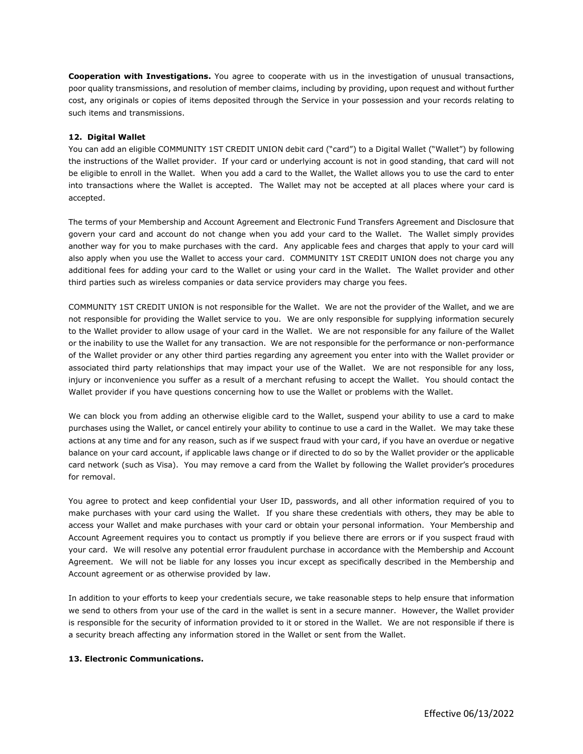**Cooperation with Investigations.** You agree to cooperate with us in the investigation of unusual transactions, poor quality transmissions, and resolution of member claims, including by providing, upon request and without further cost, any originals or copies of items deposited through the Service in your possession and your records relating to such items and transmissions.

**12. Digital Wallet**

You can add an eligible COMMUNITY 1ST CREDIT UNION debit card ("card") to a Digital Wallet ("Wallet") by following the instructions of the Wallet provider. If your card or underlying account is not in good standing, that card will not be eligible to enroll in the Wallet. When you add a card to the Wallet, the Wallet allows you to use the card to enter into transactions where the Wallet is accepted. The Wallet may not be accepted at all places where your card is accepted.

The terms of your Membership and Account Agreement and Electronic Fund Transfers Agreement and Disclosure that govern your card and account do not change when you add your card to the Wallet. The Wallet simply provides another way for you to make purchases with the card. Any applicable fees and charges that apply to your card will also apply when you use the Wallet to access your card. COMMUNITY 1ST CREDIT UNION does not charge you any additional fees for adding your card to the Wallet or using your card in the Wallet. The Wallet provider and other third parties such as wireless companies or data service providers may charge you fees.

COMMUNITY 1ST CREDIT UNION is not responsible for the Wallet. We are not the provider of the Wallet, and we are not responsible for providing the Wallet service to you. We are only responsible for supplying information securely to the Wallet provider to allow usage of your card in the Wallet. We are not responsible for any failure of the Wallet or the inability to use the Wallet for any transaction. We are not responsible for the performance or non-performance of the Wallet provider or any other third parties regarding any agreement you enter into with the Wallet provider or associated third party relationships that may impact your use of the Wallet. We are not responsible for any loss, injury or inconvenience you suffer as a result of a merchant refusing to accept the Wallet. You should contact the Wallet provider if you have questions concerning how to use the Wallet or problems with the Wallet.

We can block you from adding an otherwise eligible card to the Wallet, suspend your ability to use a card to make purchases using the Wallet, or cancel entirely your ability to continue to use a card in the Wallet. We may take these actions at any time and for any reason, such as if we suspect fraud with your card, if you have an overdue or negative balance on your card account, if applicable laws change or if directed to do so by the Wallet provider or the applicable card network (such as Visa). You may remove a card from the Wallet by following the Wallet provider's procedures for removal.

You agree to protect and keep confidential your User ID, passwords, and all other information required of you to make purchases with your card using the Wallet. If you share these credentials with others, they may be able to access your Wallet and make purchases with your card or obtain your personal information. Your Membership and Account Agreement requires you to contact us promptly if you believe there are errors or if you suspect fraud with your card. We will resolve any potential error fraudulent purchase in accordance with the Membership and Account Agreement. We will not be liable for any losses you incur except as specifically described in the Membership and Account agreement or as otherwise provided by law.

In addition to your efforts to keep your credentials secure, we take reasonable steps to help ensure that information we send to others from your use of the card in the wallet is sent in a secure manner. However, the Wallet provider is responsible for the security of information provided to it or stored in the Wallet. We are not responsible if there is a security breach affecting any information stored in the Wallet or sent from the Wallet.

**13. Electronic Communications.**

Effective 06/13/2022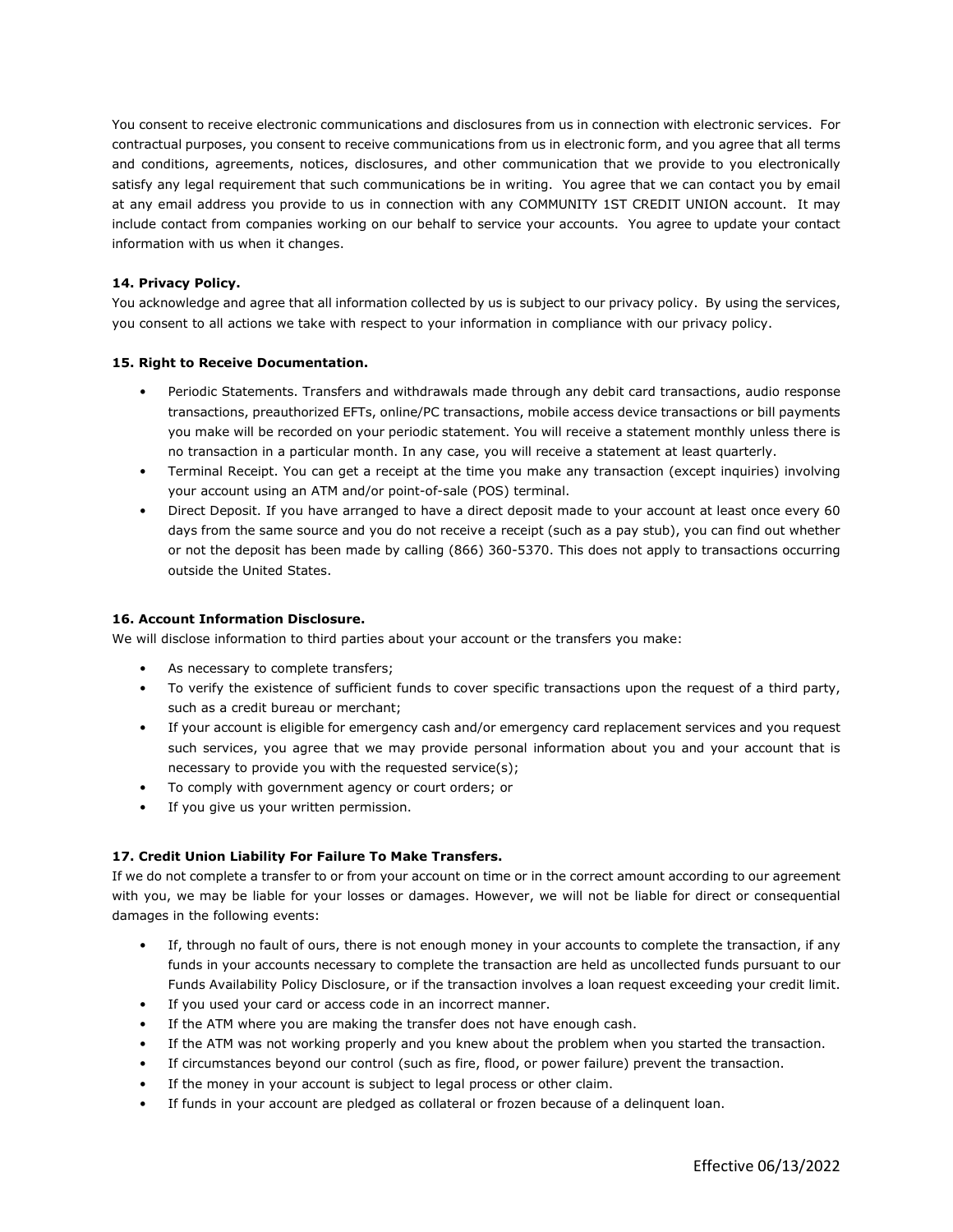You consent to receive electronic communications and disclosures from us in connection with electronic services. For contractual purposes, you consent to receive communications from us in electronic form, and you agree that all terms and conditions, agreements, notices, disclosures, and other communication that we provide to you electronically satisfy any legal requirement that such communications be in writing. You agree that we can contact you by email at any email address you provide to us in connection with any COMMUNITY 1ST CREDIT UNION account. It may include contact from companies working on our behalf to service your accounts. You agree to update your contact information with us when it changes.

**14. Privacy Policy.**

You acknowledge and agree that all information collected by us is subject to our privacy policy. By using the services, you consent to all actions we take with respect to your information in compliance with our privacy policy.

**15. Right to Receive Documentation.**

- Periodic Statements. Transfers and withdrawals made through any debit card transactions, audio response transactions, preauthorized EFTs, online/PC transactions, mobile access device transactions or bill payments you make will be recorded on your periodic statement. You will receive a statement monthly unless there is no transaction in a particular month. In any case, you will receive a statement at least quarterly.
- Terminal Receipt. You can get a receipt at the time you make any transaction (except inquiries) involving your account using an ATM and/or point-of-sale (POS) terminal.
- Direct Deposit. If you have arranged to have a direct deposit made to your account at least once every 60 days from the same source and you do not receive a receipt (such as a pay stub), you can find out whether or not the deposit has been made by calling (866) 360-5370. This does not apply to transactions occurring outside the United States.

**16. Account Information Disclosure.**

We will disclose information to third parties about your account or the transfers you make:

- As necessary to complete transfers;
- To verify the existence of sufficient funds to cover specific transactions upon the request of a third party, such as a credit bureau or merchant;
- If your account is eligible for emergency cash and/or emergency card replacement services and you request such services, you agree that we may provide personal information about you and your account that is necessary to provide you with the requested service(s);
- To comply with government agency or court orders; or
- If you give us your written permission.

**17. Credit Union Liability For Failure To Make Transfers.**

If we do not complete a transfer to or from your account on time or in the correct amount according to our agreement with you, we may be liable for your losses or damages. However, we will not be liable for direct or consequential damages in the following events:

- If, through no fault of ours, there is not enough money in your accounts to complete the transaction, if any funds in your accounts necessary to complete the transaction are held as uncollected funds pursuant to our Funds Availability Policy Disclosure, or if the transaction involves a loan request exceeding your credit limit.
- If you used your card or access code in an incorrect manner.
- If the ATM where you are making the transfer does not have enough cash.
- If the ATM was not working properly and you knew about the problem when you started the transaction.
- If circumstances beyond our control (such as fire, flood, or power failure) prevent the transaction.
- If the money in your account is subject to legal process or other claim.
- If funds in your account are pledged as collateral or frozen because of a delinquent loan.

Effective 06/13/2022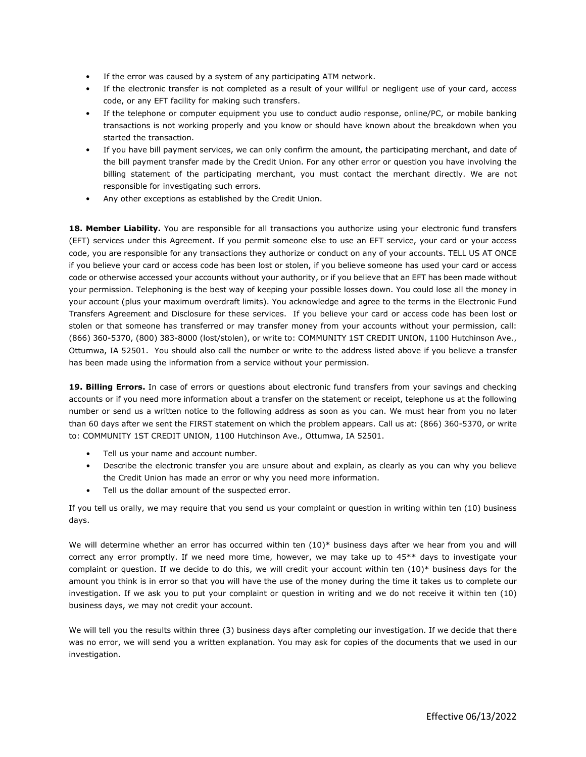- If the error was caused by a system of any participating ATM network.
- If the electronic transfer is not completed as a result of your willful or negligent use of your card, access code, or any EFT facility for making such transfers.
- If the telephone or computer equipment you use to conduct audio response, online/PC, or mobile banking transactions is not working properly and you know or should have known about the breakdown when you started the transaction.
- If you have bill payment services, we can only confirm the amount, the participating merchant, and date of the bill payment transfer made by the Credit Union. For any other error or question you have involving the billing statement of the participating merchant, you must contact the merchant directly. We are not responsible for investigating such errors.
- Any other exceptions as established by the Credit Union.

**18. Member Liability.** You are responsible for all transactions you authorize using your electronic fund transfers (EFT) services under this Agreement. If you permit someone else to use an EFT service, your card or your access code, you are responsible for any transactions they authorize or conduct on any of your accounts. TELL US AT ONCE if you believe your card or access code has been lost or stolen, if you believe someone has used your card or access code or otherwise accessed your accounts without your authority, or if you believe that an EFT has been made without your permission. Telephoning is the best way of keeping your possible losses down. You could lose all the money in your account (plus your maximum overdraft limits). You acknowledge and agree to the terms in the Electronic Fund Transfers Agreement and Disclosure for these services. If you believe your card or access code has been lost or stolen or that someone has transferred or may transfer money from your accounts without your permission, call: (866) 360-5370, (800) 383-8000 (lost/stolen), or write to: COMMUNITY 1ST CREDIT UNION, 1100 Hutchinson Ave., Ottumwa, IA 52501. You should also call the number or write to the address listed above if you believe a transfer has been made using the information from a service without your permission.

**19. Billing Errors.** In case of errors or questions about electronic fund transfers from your savings and checking accounts or if you need more information about a transfer on the statement or receipt, telephone us at the following number or send us a written notice to the following address as soon as you can. We must hear from you no later than 60 days after we sent the FIRST statement on which the problem appears. Call us at: (866) 360-5370, or write to: COMMUNITY 1ST CREDIT UNION, 1100 Hutchinson Ave., Ottumwa, IA 52501.

- Tell us your name and account number.
- Describe the electronic transfer you are unsure about and explain, as clearly as you can why you believe the Credit Union has made an error or why you need more information.
- Tell us the dollar amount of the suspected error.

If you tell us orally, we may require that you send us your complaint or question in writing within ten (10) business days.

We will determine whether an error has occurred within ten (10)* business days after we hear from you and will correct any error promptly. If we need more time, however, we may take up to 45** days to investigate your complaint or question. If we decide to do this, we will credit your account within ten (10)* business days for the amount you think is in error so that you will have the use of the money during the time it takes us to complete our investigation. If we ask you to put your complaint or question in writing and we do not receive it within ten (10) business days, we may not credit your account.

We will tell you the results within three (3) business days after completing our investigation. If we decide that there was no error, we will send you a written explanation. You may ask for copies of the documents that we used in our investigation.

Effective 06/13/2022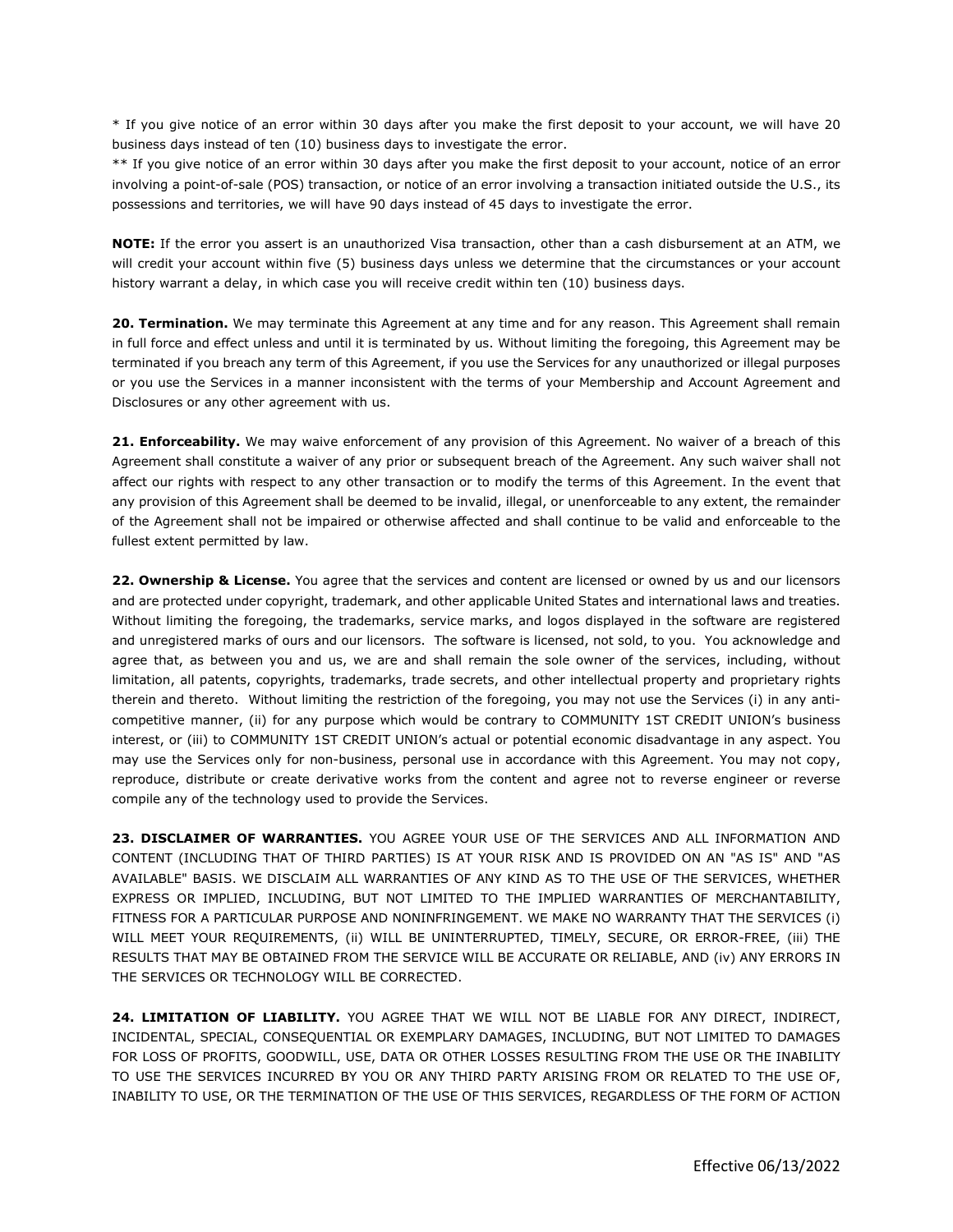* If you give notice of an error within 30 days after you make the first deposit to your account, we will have 20 business days instead of ten (10) business days to investigate the error.

** If you give notice of an error within 30 days after you make the first deposit to your account, notice of an error involving a point-of-sale (POS) transaction, or notice of an error involving a transaction initiated outside the U.S., its possessions and territories, we will have 90 days instead of 45 days to investigate the error.

**NOTE:** If the error you assert is an unauthorized Visa transaction, other than a cash disbursement at an ATM, we will credit your account within five (5) business days unless we determine that the circumstances or your account history warrant a delay, in which case you will receive credit within ten (10) business days.

**20. Termination.** We may terminate this Agreement at any time and for any reason. This Agreement shall remain in full force and effect unless and until it is terminated by us. Without limiting the foregoing, this Agreement may be terminated if you breach any term of this Agreement, if you use the Services for any unauthorized or illegal purposes or you use the Services in a manner inconsistent with the terms of your Membership and Account Agreement and Disclosures or any other agreement with us.

**21. Enforceability.** We may waive enforcement of any provision of this Agreement. No waiver of a breach of this Agreement shall constitute a waiver of any prior or subsequent breach of the Agreement. Any such waiver shall not affect our rights with respect to any other transaction or to modify the terms of this Agreement. In the event that any provision of this Agreement shall be deemed to be invalid, illegal, or unenforceable to any extent, the remainder of the Agreement shall not be impaired or otherwise affected and shall continue to be valid and enforceable to the fullest extent permitted by law.

**22. Ownership & License.** You agree that the services and content are licensed or owned by us and our licensors and are protected under copyright, trademark, and other applicable United States and international laws and treaties. Without limiting the foregoing, the trademarks, service marks, and logos displayed in the software are registered and unregistered marks of ours and our licensors. The software is licensed, not sold, to you. You acknowledge and agree that, as between you and us, we are and shall remain the sole owner of the services, including, without limitation, all patents, copyrights, trademarks, trade secrets, and other intellectual property and proprietary rights therein and thereto. Without limiting the restriction of the foregoing, you may not use the Services (i) in any anti-competitive manner, (ii) for any purpose which would be contrary to COMMUNITY 1ST CREDIT UNION's business interest, or (iii) to COMMUNITY 1ST CREDIT UNION's actual or potential economic disadvantage in any aspect. You may use the Services only for non-business, personal use in accordance with this Agreement. You may not copy, reproduce, distribute or create derivative works from the content and agree not to reverse engineer or reverse compile any of the technology used to provide the Services.

**23. DISCLAIMER OF WARRANTIES.** YOU AGREE YOUR USE OF THE SERVICES AND ALL INFORMATION AND CONTENT (INCLUDING THAT OF THIRD PARTIES) IS AT YOUR RISK AND IS PROVIDED ON AN "AS IS" AND "AS AVAILABLE" BASIS. WE DISCLAIM ALL WARRANTIES OF ANY KIND AS TO THE USE OF THE SERVICES, WHETHER EXPRESS OR IMPLIED, INCLUDING, BUT NOT LIMITED TO THE IMPLIED WARRANTIES OF MERCHANTABILITY, FITNESS FOR A PARTICULAR PURPOSE AND NONINFRINGEMENT. WE MAKE NO WARRANTY THAT THE SERVICES (i) WILL MEET YOUR REQUIREMENTS, (ii) WILL BE UNINTERRUPTED, TIMELY, SECURE, OR ERROR-FREE, (iii) THE RESULTS THAT MAY BE OBTAINED FROM THE SERVICE WILL BE ACCURATE OR RELIABLE, AND (iv) ANY ERRORS IN THE SERVICES OR TECHNOLOGY WILL BE CORRECTED.

**24. LIMITATION OF LIABILITY.** YOU AGREE THAT WE WILL NOT BE LIABLE FOR ANY DIRECT, INDIRECT, INCIDENTAL, SPECIAL, CONSEQUENTIAL OR EXEMPLARY DAMAGES, INCLUDING, BUT NOT LIMITED TO DAMAGES FOR LOSS OF PROFITS, GOODWILL, USE, DATA OR OTHER LOSSES RESULTING FROM THE USE OR THE INABILITY TO USE THE SERVICES INCURRED BY YOU OR ANY THIRD PARTY ARISING FROM OR RELATED TO THE USE OF, INABILITY TO USE, OR THE TERMINATION OF THE USE OF THIS SERVICES, REGARDLESS OF THE FORM OF ACTION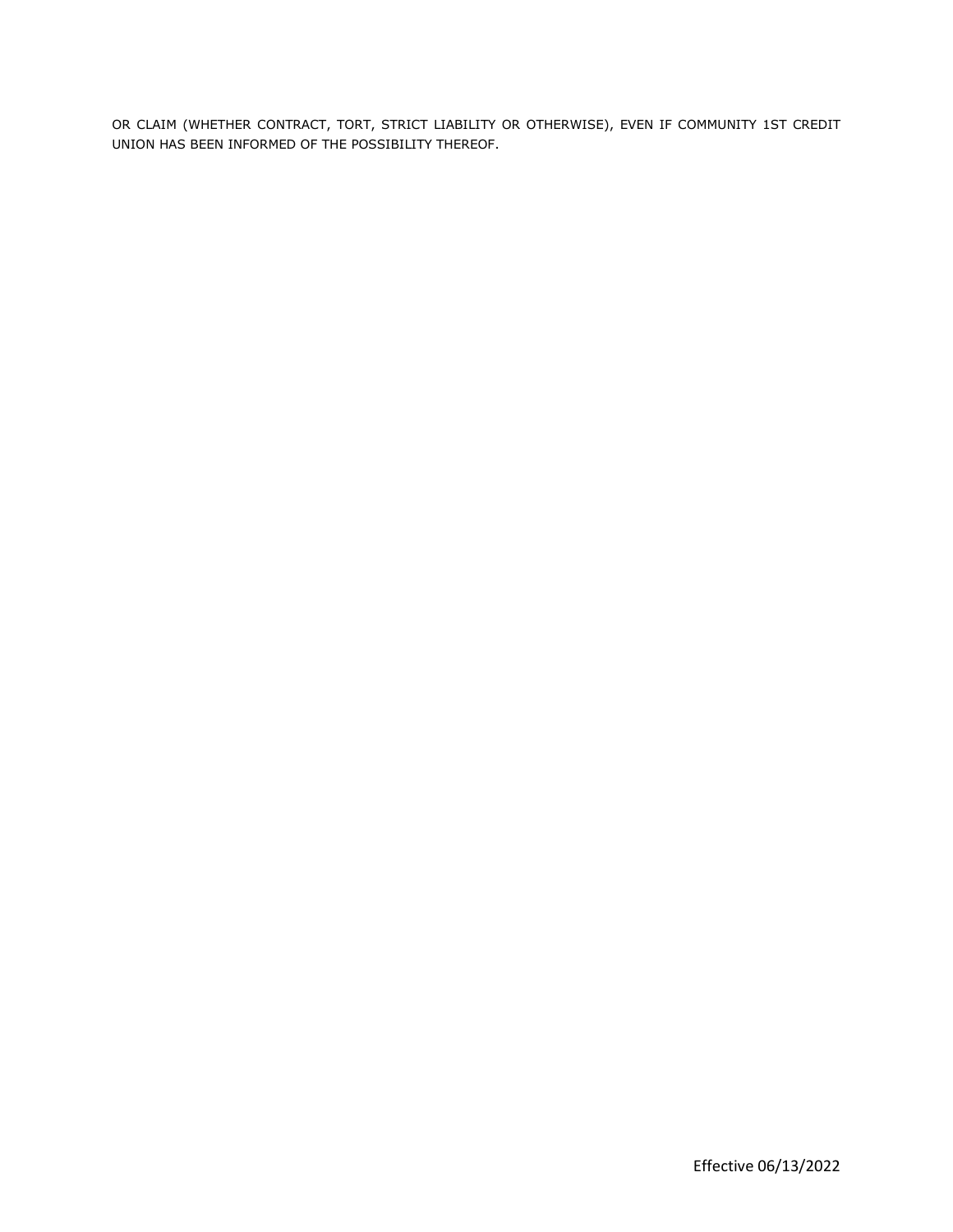OR CLAIM (WHETHER CONTRACT, TORT, STRICT LIABILITY OR OTHERWISE), EVEN IF COMMUNITY 1ST CREDIT UNION HAS BEEN INFORMED OF THE POSSIBILITY THEREOF.

Effective 06/13/2022